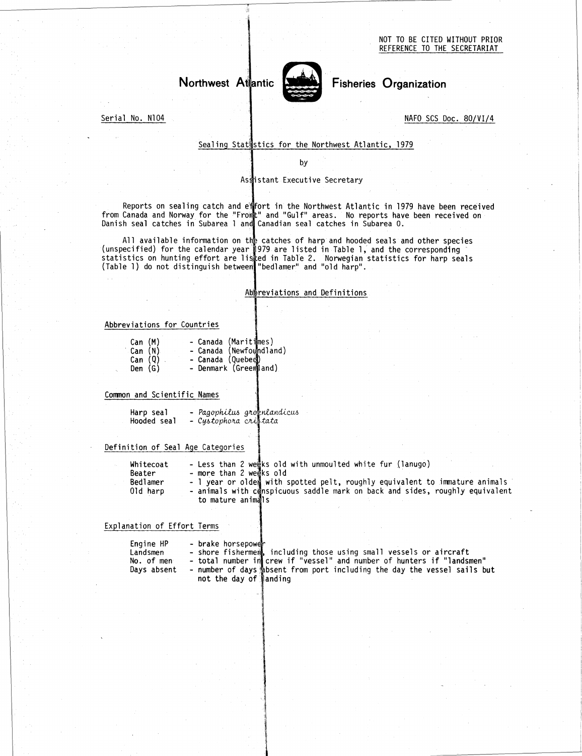NOT TO BE CITED WITHOUT PRIOR REFERENCE TO THE SECRETARIAT

# Northwest Atlantic Fisheries Organization

Serial No. N104

NAFO SCS Doc. 80/VI/4

## Sealing Statistics for the Northwest Atlantic, 1979

by

Assistant Executive Secretary

Reports on sealing catch and effort in the Northwest Atlantic in 1979 have been received from Canada and Norway for the "Front" and "Gulf" areas. No reports have been received on Danish seal catches in Subarea 1 and Canadian seal catches in Subarea 0.

All available information on the catches of harp and hooded seals and other species (unspecified) for the calendar year 1979 are listed in Table 1, and the corresponding statistics on hunting effort are listed in Table 2. Norwegian statistics for harp seals (Table 1) do not distinguish between "bedlamer" and "old harp".

### Abbreviations and Definitions

#### Abbreviations for Countries

- Can (M) - Canada (Maritimes)
- Can (N) - Canada (Newfoundland)
- Can (Q) - Canada (Quebec)
- Den (G) - Denmark (Greenland)

#### Common and Scientific Names

- Harp seal - *Pagophilus groenlandicus*
- Hooded seal - *Cystophora cristata*

#### Definition of Seal Age Categories

- Whitecoat - Less than 2 weeks old with unmoulted white fur (lanugo)
- Beater - more than 2 weeks old
- Bedlamer - 1 year or older with spotted pelt, roughly equivalent to immature animals
- Old harp - animals with conspicuous saddle mark on back and sides, roughly equivalent to mature animals

#### Explanation of Effort Terms

- Engine HP - brake horsepower
- Landsmen - shore fishermen, including those using small vessels or aircraft
- No. of men - total number in crew if "vessel" and number of hunters if "landsmen"
- Days absent - number of days absent from port including the day the vessel sails but not the day of landing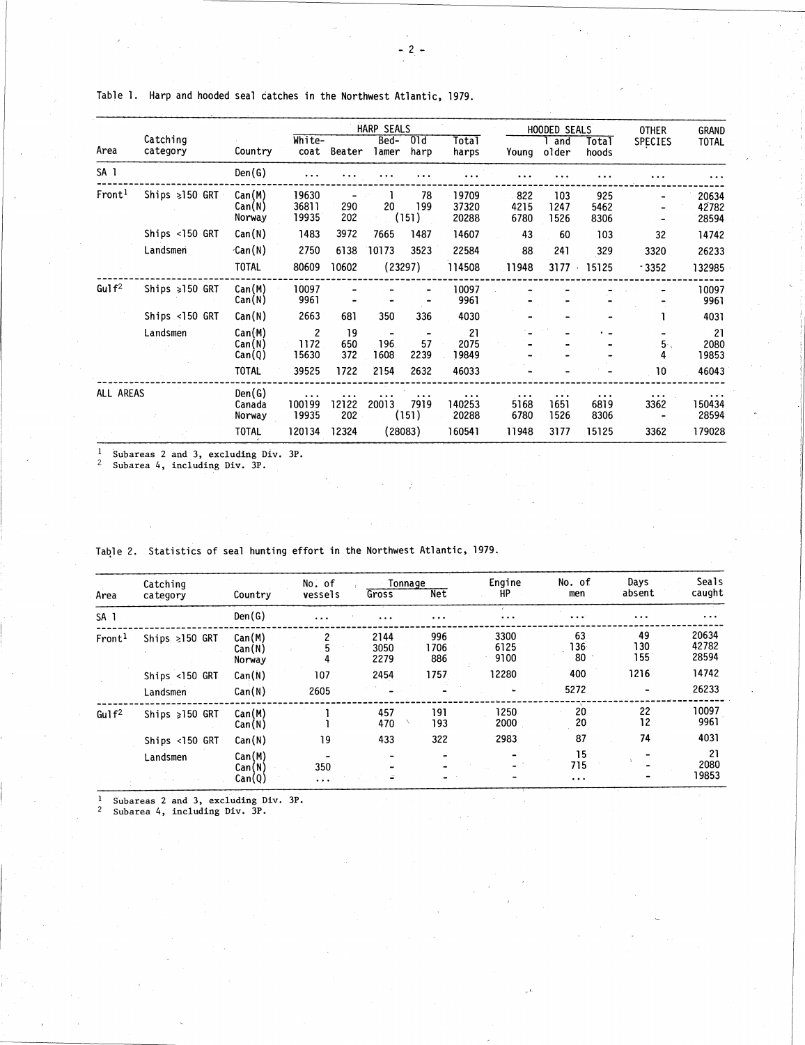Table 1. Harp and hooded seal catches in the Northwest Atlantic, 1979.

| Area | Catching category | Country | HARP SEALS | | | | | HOODED SEALS | | | OTHER SPECIES | GRAND TOTAL |
|---|---|---|---|---|---|---|---|---|---|---|---|---|
| | | | White-coat | Beater | Bed-lamer | Old harp | Total harps | Young | 1 and older | Total hoods | | |
| SA 1 | | Den(G) | ... | ... | ... | ... | ... | ... | ... | ... | ... | ... |
| Front[1] | Ships ≥150 GRT | Can(M) | 19630 | - | 1 | 78 | 19709 | 822 | 103 | 925 | - | 20634 |
| | | Can(N) | 36811 | 290 | 20 | 199 | 37320 | 4215 | 1247 | 5462 | - | 42782 |
| | | Norway | 19935 | 202 | (151) | | 20288 | 6780 | 1526 | 8306 | - | 28594 |
| | Ships <150 GRT | Can(N) | 1483 | 3972 | 7665 | 1487 | 14607 | 43 | 60 | 103 | 32 | 14742 |
| | Landsmen | Can(N) | 2750 | 6138 | 10173 | 3523 | 22584 | 88 | 241 | 329 | 3320 | 26233 |
| | | TOTAL | 80609 | 10602 | (23297) | | 114508 | 11948 | 3177 | 15125 | 3352 | 132985 |
| Gulf[2] | Ships ≥150 GRT | Can(M) | 10097 | - | - | - | 10097 | - | - | - | - | 10097 |
| | | Can(N) | 9961 | - | - | - | 9961 | - | - | - | - | 9961 |
| | Ships <150 GRT | Can(N) | 2663 | 681 | 350 | 336 | 4030 | - | - | - | 1 | 4031 |
| | Landsmen | Can(M) | 2 | 19 | - | - | 21 | - | - | - | - | 21 |
| | | Can(N) | 1172 | 650 | 196 | 57 | 2075 | - | - | - | 5 | 2080 |
| | | Can(Q) | 15630 | 372 | 1608 | 2239 | 19849 | - | - | - | 4 | 19853 |
| | | TOTAL | 39525 | 1722 | 2154 | 2632 | 46033 | - | - | - | 10 | 46043 |
| ALL AREAS | | Den(G) | ... | ... | ... | ... | ... | ... | ... | ... | ... | ... |
| | | Canada | 100199 | 12122 | 20013 | 7919 | 140253 | 5168 | 1651 | 6819 | 3362 | 150434 |
| | | Norway | 19935 | 202 | (151) | | 20288 | 6780 | 1526 | 8306 | - | 28594 |
| | | TOTAL | 120134 | 12324 | (28083) | | 160541 | 11948 | 3177 | 15125 | 3362 | 179028 |

[1] Subareas 2 and 3, excluding Div. 3P.
[2] Subarea 4, including Div. 3P.

Table 2. Statistics of seal hunting effort in the Northwest Atlantic, 1979.

| Area | Catching category | Country | No. of vessels | Tonnage | | Engine HP | No. of men | Days absent | Seals caught |
|---|---|---|---|---|---|---|---|---|---|
| | | | | Gross | Net | | | | |
| SA 1 | | Den(G) | ... | ... | ... | ... | ... | ... | ... |
| Front[1] | Ships ≥150 GRT | Can(M) | 2 | 2144 | 996 | 3300 | 63 | 49 | 20634 |
| | | Can(N) | 5 | 3050 | 1706 | 6125 | 136 | 130 | 42782 |
| | | Norway | 4 | 2279 | 886 | 9100 | 80 | 155 | 28594 |
| | Ships <150 GRT | Can(N) | 107 | 2454 | 1757 | 12280 | 400 | 1216 | 14742 |
| | Landsmen | Can(N) | 2605 | - | - | - | 5272 | - | 26233 |
| Gulf[2] | Ships ≥150 GRT | Can(M) | 1 | 457 | 191 | 1250 | 20 | 22 | 10097 |
| | | Can(N) | 1 | 470 | 193 | 2000 | 20 | 12 | 9961 |
| | Ships <150 GRT | Can(N) | 19 | 433 | 322 | 2983 | 87 | 74 | 4031 |
| | Landsmen | Can(M) | - | - | - | - | 15 | - | 21 |
| | | Can(N) | 350 | - | - | - | 715 | - | 2080 |
| | | Can(Q) | ... | - | - | - | ... | - | 19853 |

[1] Subareas 2 and 3, excluding Div. 3P.
[2] Subarea 4, including Div. 3P.